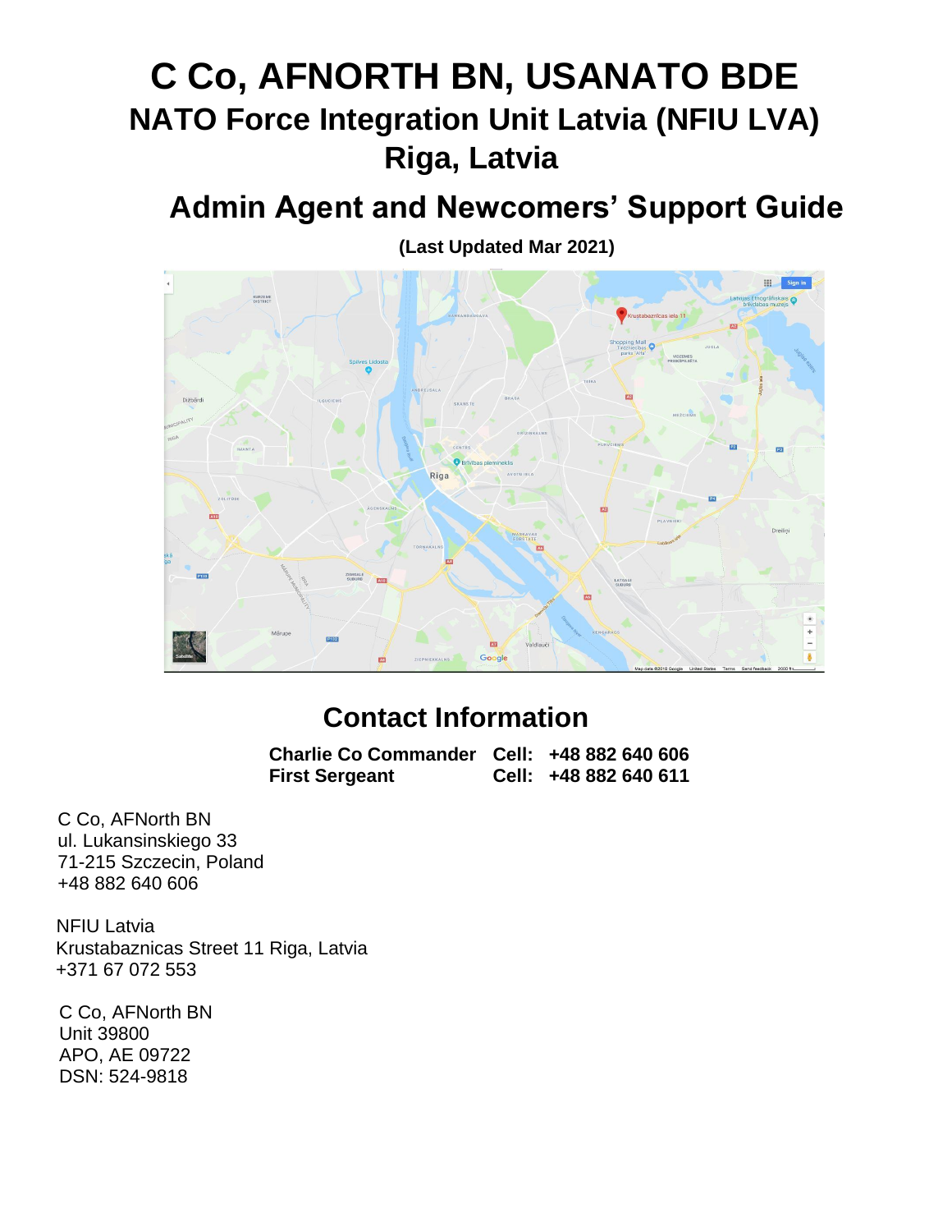# C Co, AFNORTH BN, USANATO BDE

## NATO Force Integration Unit Latvia (NFIU LVA)

## Riga, Latvia

## Admin Agent and Newcomers' Support Guide

**(Last Updated Mar 2021)**

## Contact Information

| | | |
|---|---|---|
| **Charlie Co Commander** | **Cell:** | **+48 882 640 606** |
| **First Sergeant** | **Cell:** | **+48 882 640 611** |

C Co, AFNorth BN
ul. Lukansinskiego 33
71-215 Szczecin, Poland
+48 882 640 606

NFIU Latvia
Krustabaznicas Street 11 Riga, Latvia
+371 67 072 553

C Co, AFNorth BN
Unit 39800
APO, AE 09722
DSN: 524-9818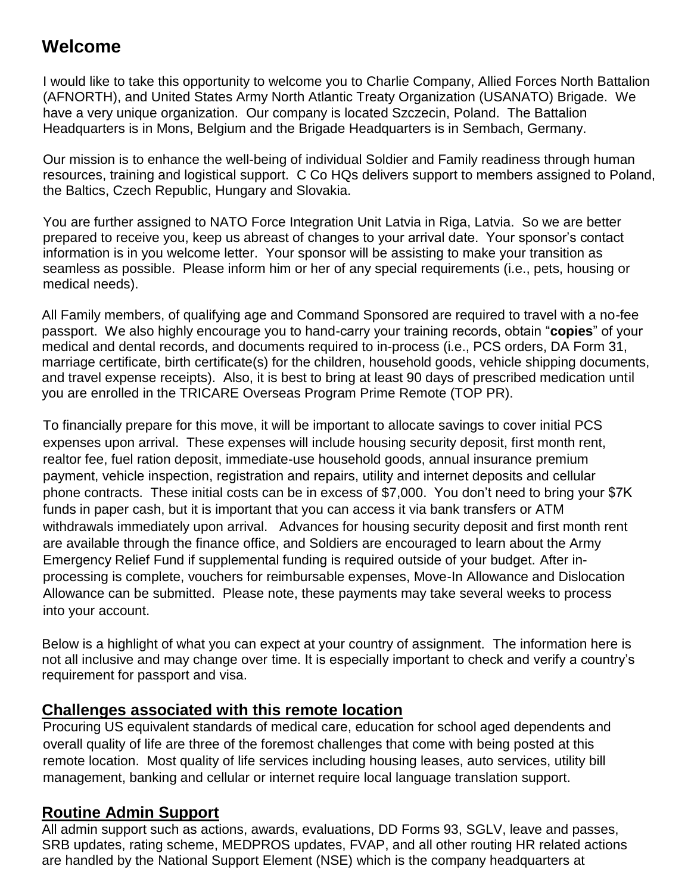## Welcome

I would like to take this opportunity to welcome you to Charlie Company, Allied Forces North Battalion (AFNORTH), and United States Army North Atlantic Treaty Organization (USANATO) Brigade. We have a very unique organization. Our company is located Szczecin, Poland. The Battalion Headquarters is in Mons, Belgium and the Brigade Headquarters is in Sembach, Germany.

Our mission is to enhance the well-being of individual Soldier and Family readiness through human resources, training and logistical support. C Co HQs delivers support to members assigned to Poland, the Baltics, Czech Republic, Hungary and Slovakia.

You are further assigned to NATO Force Integration Unit Latvia in Riga, Latvia. So we are better prepared to receive you, keep us abreast of changes to your arrival date. Your sponsor's contact information is in you welcome letter. Your sponsor will be assisting to make your transition as seamless as possible. Please inform him or her of any special requirements (i.e., pets, housing or medical needs).

All Family members, of qualifying age and Command Sponsored are required to travel with a no-fee passport. We also highly encourage you to hand-carry your training records, obtain "**copies**" of your medical and dental records, and documents required to in-process (i.e., PCS orders, DA Form 31, marriage certificate, birth certificate(s) for the children, household goods, vehicle shipping documents, and travel expense receipts). Also, it is best to bring at least 90 days of prescribed medication until you are enrolled in the TRICARE Overseas Program Prime Remote (TOP PR).

To financially prepare for this move, it will be important to allocate savings to cover initial PCS expenses upon arrival. These expenses will include housing security deposit, first month rent, realtor fee, fuel ration deposit, immediate-use household goods, annual insurance premium payment, vehicle inspection, registration and repairs, utility and internet deposits and cellular phone contracts. These initial costs can be in excess of $7,000. You don't need to bring your $7K funds in paper cash, but it is important that you can access it via bank transfers or ATM withdrawals immediately upon arrival. Advances for housing security deposit and first month rent are available through the finance office, and Soldiers are encouraged to learn about the Army Emergency Relief Fund if supplemental funding is required outside of your budget. After in-processing is complete, vouchers for reimbursable expenses, Move-In Allowance and Dislocation Allowance can be submitted. Please note, these payments may take several weeks to process into your account.

Below is a highlight of what you can expect at your country of assignment. The information here is not all inclusive and may change over time. It is especially important to check and verify a country's requirement for passport and visa.

### Challenges associated with this remote location

Procuring US equivalent standards of medical care, education for school aged dependents and overall quality of life are three of the foremost challenges that come with being posted at this remote location. Most quality of life services including housing leases, auto services, utility bill management, banking and cellular or internet require local language translation support.

### Routine Admin Support

All admin support such as actions, awards, evaluations, DD Forms 93, SGLV, leave and passes, SRB updates, rating scheme, MEDPROS updates, FVAP, and all other routing HR related actions are handled by the National Support Element (NSE) which is the company headquarters at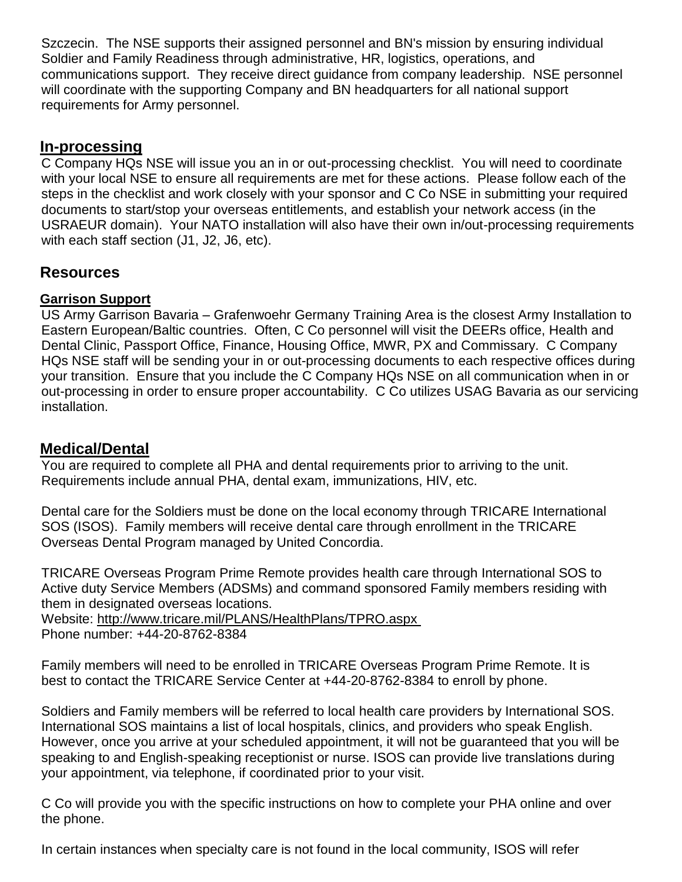Szczecin. The NSE supports their assigned personnel and BN's mission by ensuring individual Soldier and Family Readiness through administrative, HR, logistics, operations, and communications support. They receive direct guidance from company leadership. NSE personnel will coordinate with the supporting Company and BN headquarters for all national support requirements for Army personnel.

## In-processing

C Company HQs NSE will issue you an in or out-processing checklist. You will need to coordinate with your local NSE to ensure all requirements are met for these actions. Please follow each of the steps in the checklist and work closely with your sponsor and C Co NSE in submitting your required documents to start/stop your overseas entitlements, and establish your network access (in the USRAEUR domain). Your NATO installation will also have their own in/out-processing requirements with each staff section (J1, J2, J6, etc).

## Resources

### Garrison Support

US Army Garrison Bavaria – Grafenwoehr Germany Training Area is the closest Army Installation to Eastern European/Baltic countries. Often, C Co personnel will visit the DEERs office, Health and Dental Clinic, Passport Office, Finance, Housing Office, MWR, PX and Commissary. C Company HQs NSE staff will be sending your in or out-processing documents to each respective offices during your transition. Ensure that you include the C Company HQs NSE on all communication when in or out-processing in order to ensure proper accountability. C Co utilizes USAG Bavaria as our servicing installation.

## Medical/Dental

You are required to complete all PHA and dental requirements prior to arriving to the unit. Requirements include annual PHA, dental exam, immunizations, HIV, etc.

Dental care for the Soldiers must be done on the local economy through TRICARE International SOS (ISOS). Family members will receive dental care through enrollment in the TRICARE Overseas Dental Program managed by United Concordia.

TRICARE Overseas Program Prime Remote provides health care through International SOS to Active duty Service Members (ADSMs) and command sponsored Family members residing with them in designated overseas locations.
Website: http://www.tricare.mil/PLANS/HealthPlans/TPRO.aspx
Phone number: +44-20-8762-8384

Family members will need to be enrolled in TRICARE Overseas Program Prime Remote. It is best to contact the TRICARE Service Center at +44-20-8762-8384 to enroll by phone.

Soldiers and Family members will be referred to local health care providers by International SOS. International SOS maintains a list of local hospitals, clinics, and providers who speak English. However, once you arrive at your scheduled appointment, it will not be guaranteed that you will be speaking to and English-speaking receptionist or nurse. ISOS can provide live translations during your appointment, via telephone, if coordinated prior to your visit.

C Co will provide you with the specific instructions on how to complete your PHA online and over the phone.

In certain instances when specialty care is not found in the local community, ISOS will refer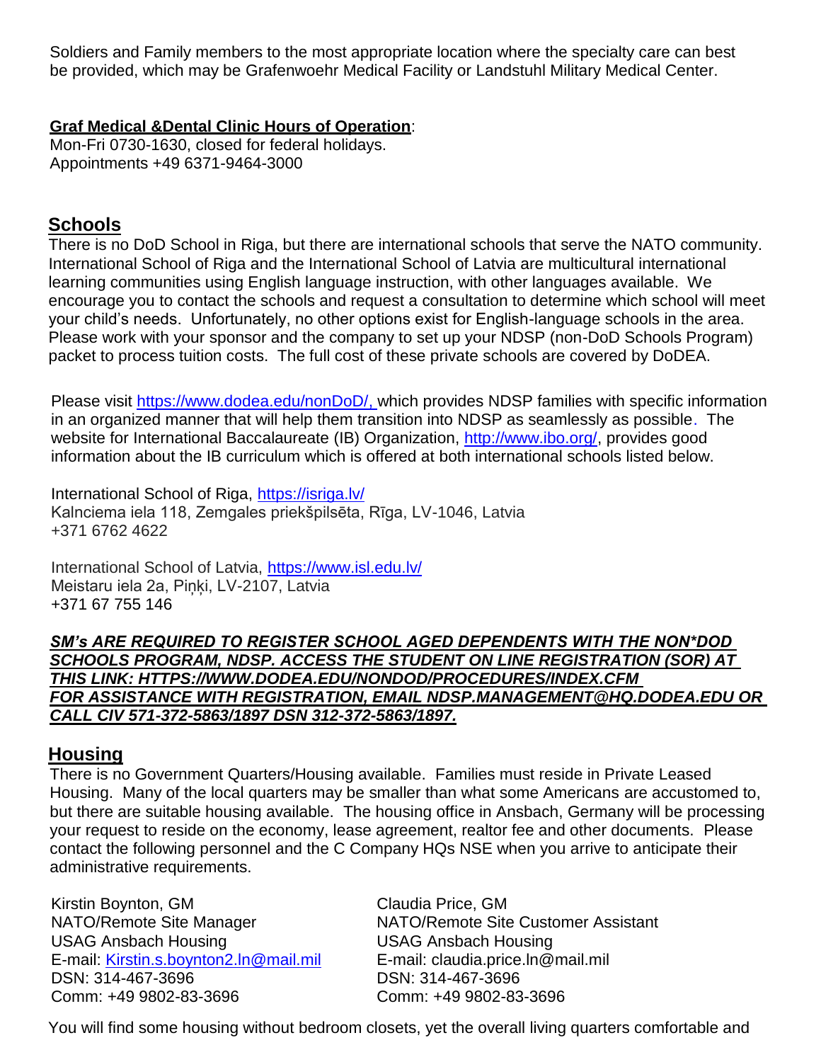Soldiers and Family members to the most appropriate location where the specialty care can best be provided, which may be Grafenwoehr Medical Facility or Landstuhl Military Medical Center.

**Graf Medical &Dental Clinic Hours of Operation**:
Mon-Fri 0730-1630, closed for federal holidays.
Appointments +49 6371-9464-3000

## Schools

There is no DoD School in Riga, but there are international schools that serve the NATO community. International School of Riga and the International School of Latvia are multicultural international learning communities using English language instruction, with other languages available. We encourage you to contact the schools and request a consultation to determine which school will meet your child's needs. Unfortunately, no other options exist for English-language schools in the area. Please work with your sponsor and the company to set up your NDSP (non-DoD Schools Program) packet to process tuition costs. The full cost of these private schools are covered by DoDEA.

Please visit https://www.dodea.edu/nonDoD/, which provides NDSP families with specific information in an organized manner that will help them transition into NDSP as seamlessly as possible. The website for International Baccalaureate (IB) Organization, http://www.ibo.org/, provides good information about the IB curriculum which is offered at both international schools listed below.

International School of Riga, https://isriga.lv/
Kalnciema iela 118, Zemgales priekšpilsēta, Rīga, LV-1046, Latvia
+371 6762 4622

International School of Latvia, https://www.isl.edu.lv/
Meistaru iela 2a, Piņķi, LV-2107, Latvia
+371 67 755 146

***SM's ARE REQUIRED TO REGISTER SCHOOL AGED DEPENDENTS WITH THE NON*DOD SCHOOLS PROGRAM, NDSP. ACCESS THE STUDENT ON LINE REGISTRATION (SOR) AT THIS LINK: HTTPS://WWW.DODEA.EDU/NONDOD/PROCEDURES/INDEX.CFM FOR ASSISTANCE WITH REGISTRATION, EMAIL NDSP.MANAGEMENT@HQ.DODEA.EDU OR CALL CIV 571-372-5863/1897 DSN 312-372-5863/1897.***

## Housing

There is no Government Quarters/Housing available. Families must reside in Private Leased Housing. Many of the local quarters may be smaller than what some Americans are accustomed to, but there are suitable housing available. The housing office in Ansbach, Germany will be processing your request to reside on the economy, lease agreement, realtor fee and other documents. Please contact the following personnel and the C Company HQs NSE when you arrive to anticipate their administrative requirements.

Kirstin Boynton, GM
NATO/Remote Site Manager
USAG Ansbach Housing
E-mail: Kirstin.s.boynton2.ln@mail.mil
DSN: 314-467-3696
Comm: +49 9802-83-3696

Claudia Price, GM
NATO/Remote Site Customer Assistant
USAG Ansbach Housing
E-mail: claudia.price.ln@mail.mil
DSN: 314-467-3696
Comm: +49 9802-83-3696

You will find some housing without bedroom closets, yet the overall living quarters comfortable and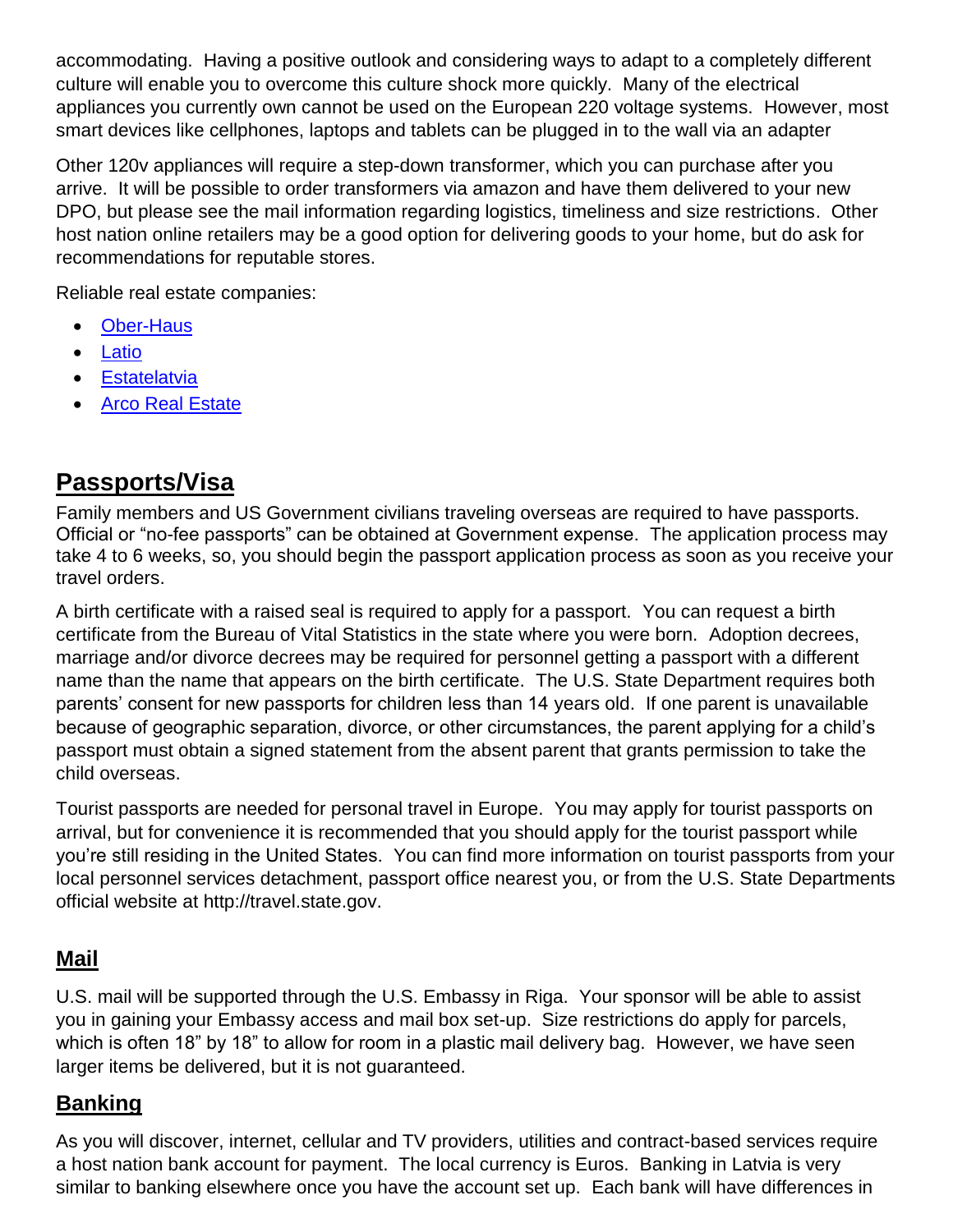accommodating. Having a positive outlook and considering ways to adapt to a completely different culture will enable you to overcome this culture shock more quickly. Many of the electrical appliances you currently own cannot be used on the European 220 voltage systems. However, most smart devices like cellphones, laptops and tablets can be plugged in to the wall via an adapter

Other 120v appliances will require a step-down transformer, which you can purchase after you arrive. It will be possible to order transformers via amazon and have them delivered to your new DPO, but please see the mail information regarding logistics, timeliness and size restrictions. Other host nation online retailers may be a good option for delivering goods to your home, but do ask for recommendations for reputable stores.

Reliable real estate companies:

- Ober-Haus
- Latio
- Estatelatvia
- Arco Real Estate

## Passports/Visa

Family members and US Government civilians traveling overseas are required to have passports. Official or "no-fee passports" can be obtained at Government expense. The application process may take 4 to 6 weeks, so, you should begin the passport application process as soon as you receive your travel orders.

A birth certificate with a raised seal is required to apply for a passport. You can request a birth certificate from the Bureau of Vital Statistics in the state where you were born. Adoption decrees, marriage and/or divorce decrees may be required for personnel getting a passport with a different name than the name that appears on the birth certificate. The U.S. State Department requires both parents' consent for new passports for children less than 14 years old. If one parent is unavailable because of geographic separation, divorce, or other circumstances, the parent applying for a child's passport must obtain a signed statement from the absent parent that grants permission to take the child overseas.

Tourist passports are needed for personal travel in Europe. You may apply for tourist passports on arrival, but for convenience it is recommended that you should apply for the tourist passport while you're still residing in the United States. You can find more information on tourist passports from your local personnel services detachment, passport office nearest you, or from the U.S. State Departments official website at http://travel.state.gov.

### Mail

U.S. mail will be supported through the U.S. Embassy in Riga. Your sponsor will be able to assist you in gaining your Embassy access and mail box set-up. Size restrictions do apply for parcels, which is often 18" by 18" to allow for room in a plastic mail delivery bag. However, we have seen larger items be delivered, but it is not guaranteed.

### Banking

As you will discover, internet, cellular and TV providers, utilities and contract-based services require a host nation bank account for payment. The local currency is Euros. Banking in Latvia is very similar to banking elsewhere once you have the account set up. Each bank will have differences in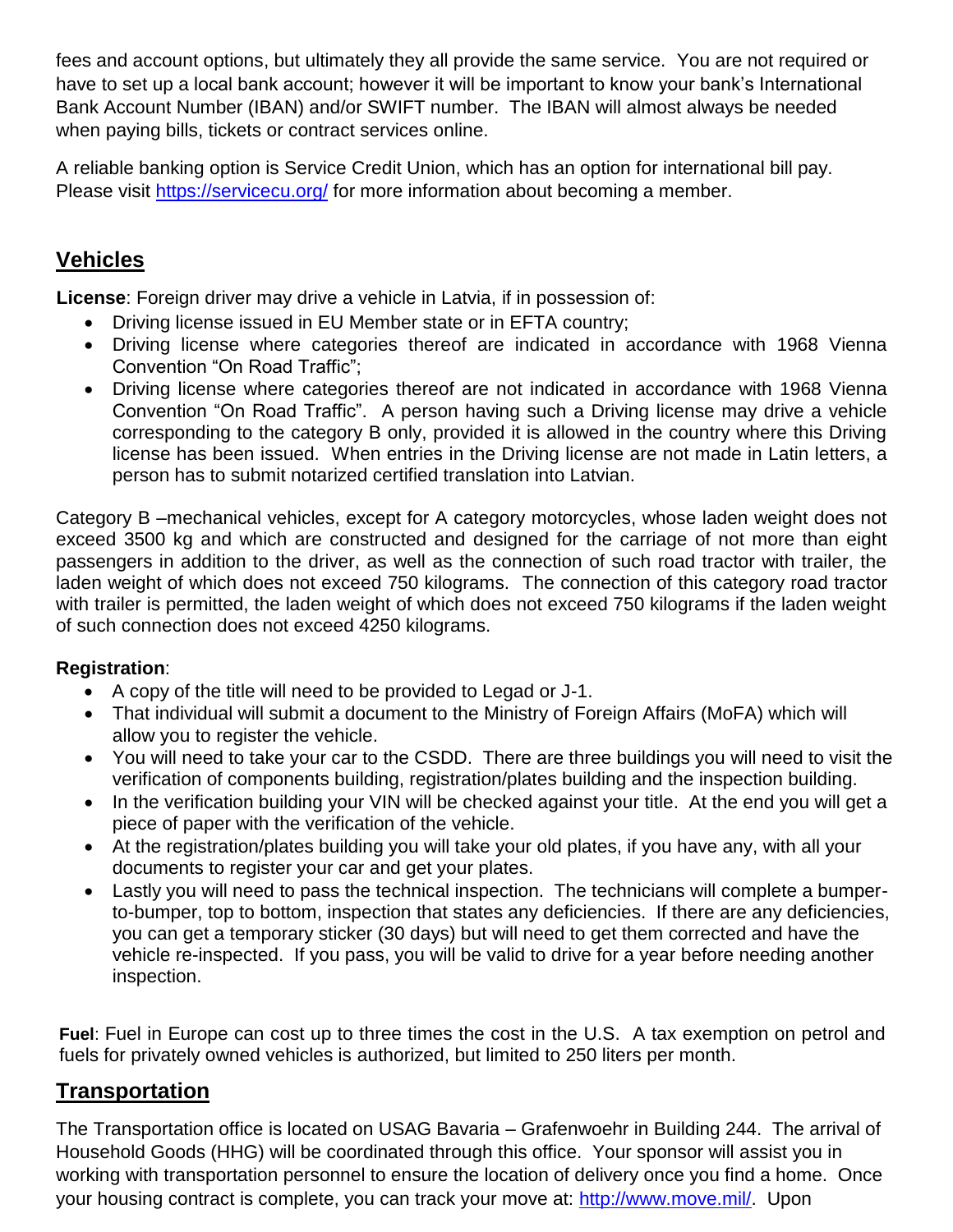fees and account options, but ultimately they all provide the same service. You are not required or have to set up a local bank account; however it will be important to know your bank's International Bank Account Number (IBAN) and/or SWIFT number. The IBAN will almost always be needed when paying bills, tickets or contract services online.

A reliable banking option is Service Credit Union, which has an option for international bill pay. Please visit [https://servicecu.org/](https://servicecu.org/) for more information about becoming a member.

## Vehicles

**License**: Foreign driver may drive a vehicle in Latvia, if in possession of:

- Driving license issued in EU Member state or in EFTA country;
- Driving license where categories thereof are indicated in accordance with 1968 Vienna Convention "On Road Traffic";
- Driving license where categories thereof are not indicated in accordance with 1968 Vienna Convention "On Road Traffic". A person having such a Driving license may drive a vehicle corresponding to the category B only, provided it is allowed in the country where this Driving license has been issued. When entries in the Driving license are not made in Latin letters, a person has to submit notarized certified translation into Latvian.

Category B –mechanical vehicles, except for A category motorcycles, whose laden weight does not exceed 3500 kg and which are constructed and designed for the carriage of not more than eight passengers in addition to the driver, as well as the connection of such road tractor with trailer, the laden weight of which does not exceed 750 kilograms. The connection of this category road tractor with trailer is permitted, the laden weight of which does not exceed 750 kilograms if the laden weight of such connection does not exceed 4250 kilograms.

**Registration**:

- A copy of the title will need to be provided to Legad or J-1.
- That individual will submit a document to the Ministry of Foreign Affairs (MoFA) which will allow you to register the vehicle.
- You will need to take your car to the CSDD. There are three buildings you will need to visit the verification of components building, registration/plates building and the inspection building.
- In the verification building your VIN will be checked against your title. At the end you will get a piece of paper with the verification of the vehicle.
- At the registration/plates building you will take your old plates, if you have any, with all your documents to register your car and get your plates.
- Lastly you will need to pass the technical inspection. The technicians will complete a bumper-to-bumper, top to bottom, inspection that states any deficiencies. If there are any deficiencies, you can get a temporary sticker (30 days) but will need to get them corrected and have the vehicle re-inspected. If you pass, you will be valid to drive for a year before needing another inspection.

**Fuel**: Fuel in Europe can cost up to three times the cost in the U.S. A tax exemption on petrol and fuels for privately owned vehicles is authorized, but limited to 250 liters per month.

## Transportation

The Transportation office is located on USAG Bavaria – Grafenwoehr in Building 244. The arrival of Household Goods (HHG) will be coordinated through this office. Your sponsor will assist you in working with transportation personnel to ensure the location of delivery once you find a home. Once your housing contract is complete, you can track your move at: [http://www.move.mil/](http://www.move.mil/). Upon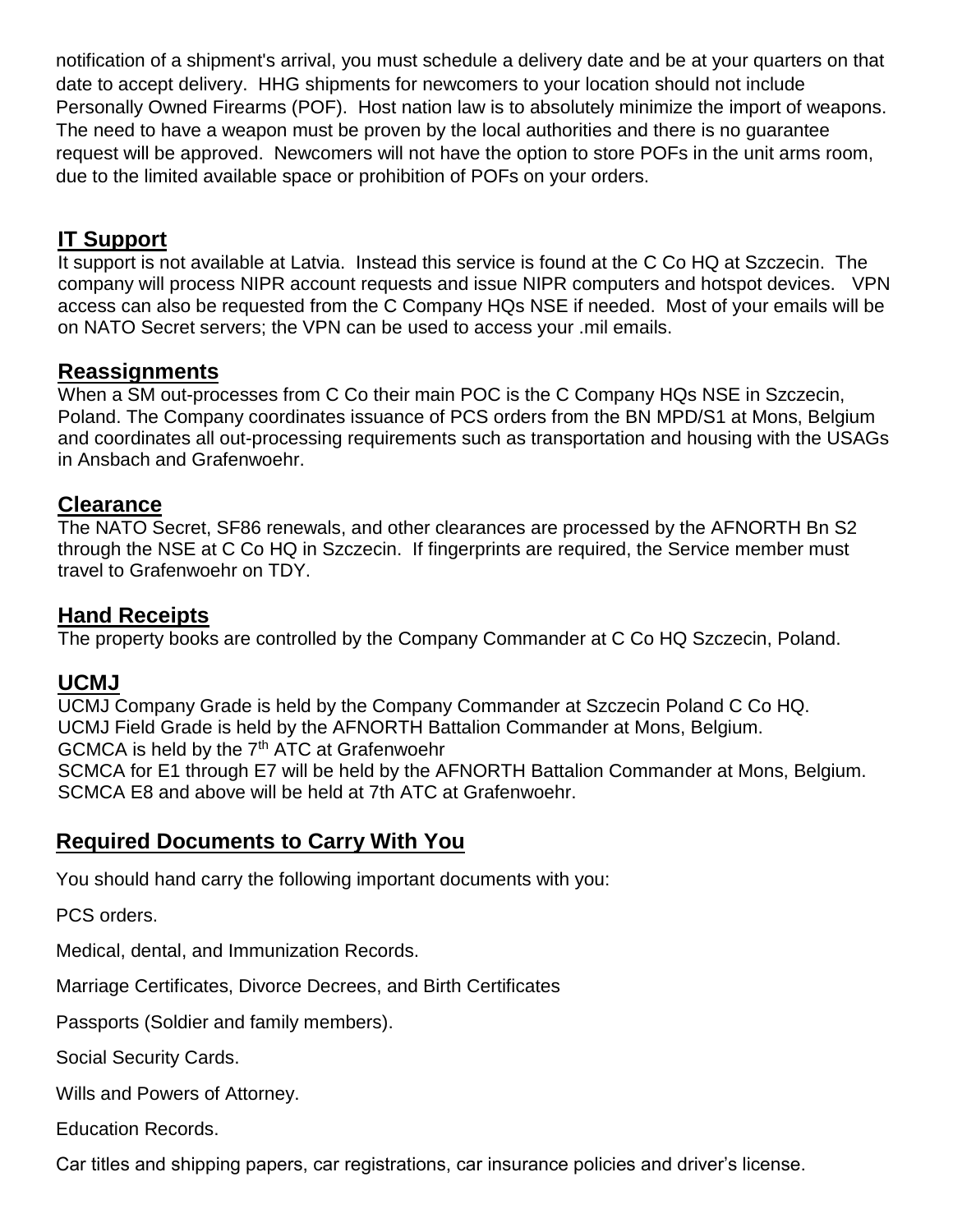notification of a shipment's arrival, you must schedule a delivery date and be at your quarters on that date to accept delivery. HHG shipments for newcomers to your location should not include Personally Owned Firearms (POF). Host nation law is to absolutely minimize the import of weapons. The need to have a weapon must be proven by the local authorities and there is no guarantee request will be approved. Newcomers will not have the option to store POFs in the unit arms room, due to the limited available space or prohibition of POFs on your orders.

## IT Support

It support is not available at Latvia. Instead this service is found at the C Co HQ at Szczecin. The company will process NIPR account requests and issue NIPR computers and hotspot devices. VPN access can also be requested from the C Company HQs NSE if needed. Most of your emails will be on NATO Secret servers; the VPN can be used to access your .mil emails.

## Reassignments

When a SM out-processes from C Co their main POC is the C Company HQs NSE in Szczecin, Poland. The Company coordinates issuance of PCS orders from the BN MPD/S1 at Mons, Belgium and coordinates all out-processing requirements such as transportation and housing with the USAGs in Ansbach and Grafenwoehr.

## Clearance

The NATO Secret, SF86 renewals, and other clearances are processed by the AFNORTH Bn S2 through the NSE at C Co HQ in Szczecin. If fingerprints are required, the Service member must travel to Grafenwoehr on TDY.

## Hand Receipts

The property books are controlled by the Company Commander at C Co HQ Szczecin, Poland.

## UCMJ

UCMJ Company Grade is held by the Company Commander at Szczecin Poland C Co HQ.
UCMJ Field Grade is held by the AFNORTH Battalion Commander at Mons, Belgium.
GCMCA is held by the 7th ATC at Grafenwoehr
SCMCA for E1 through E7 will be held by the AFNORTH Battalion Commander at Mons, Belgium.
SCMCA E8 and above will be held at 7th ATC at Grafenwoehr.

## Required Documents to Carry With You

You should hand carry the following important documents with you:

PCS orders.

Medical, dental, and Immunization Records.

Marriage Certificates, Divorce Decrees, and Birth Certificates

Passports (Soldier and family members).

Social Security Cards.

Wills and Powers of Attorney.

Education Records.

Car titles and shipping papers, car registrations, car insurance policies and driver's license.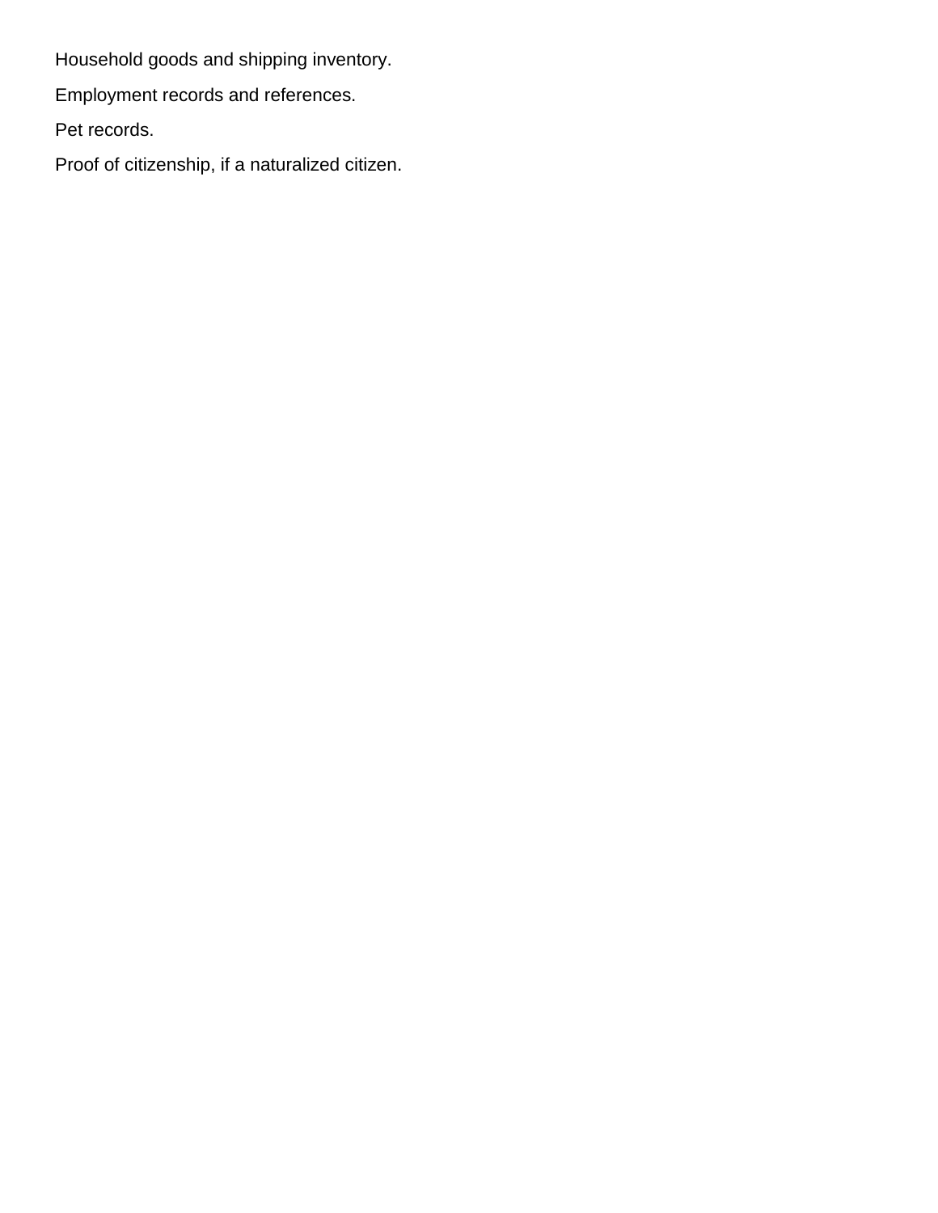Household goods and shipping inventory.

Employment records and references.

Pet records.

Proof of citizenship, if a naturalized citizen.